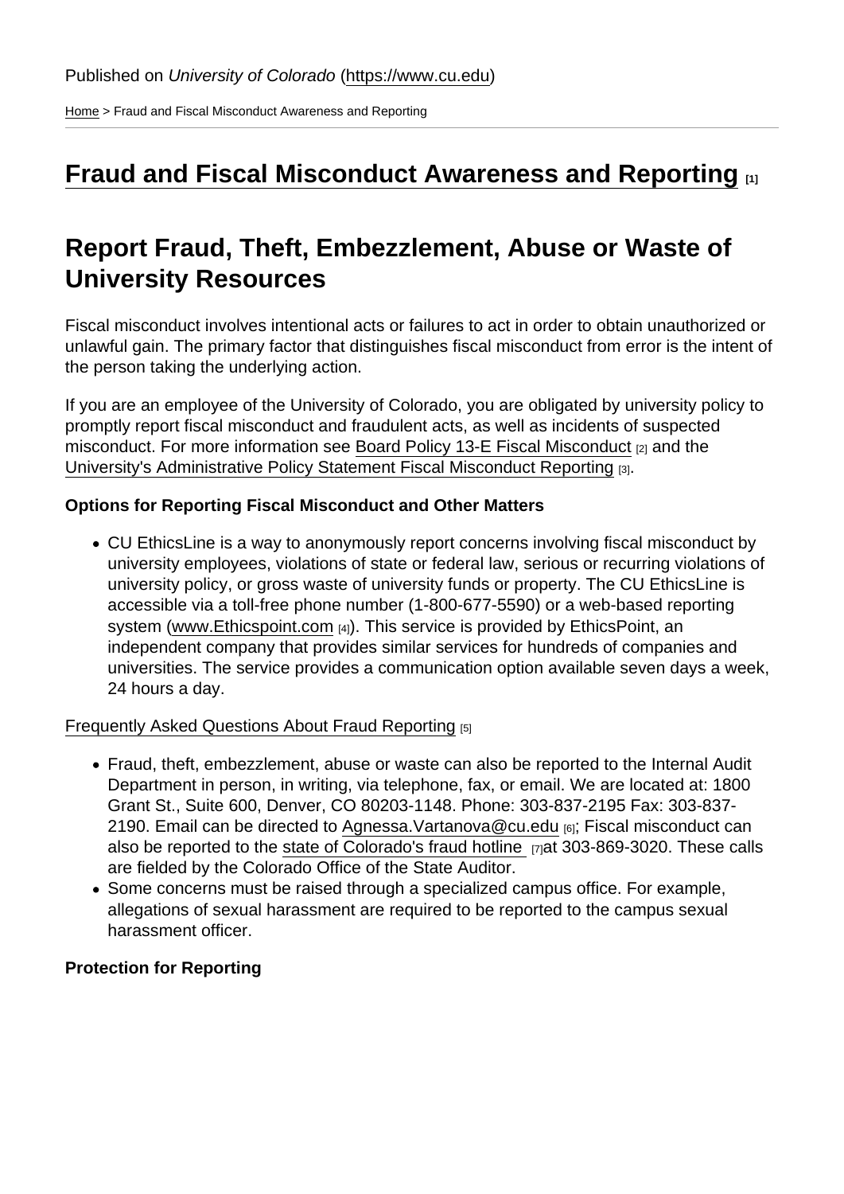Published on *University of Colorado* (https://www.cu.edu)

Home > Fraud and Fiscal Misconduct Awareness and Reporting

# Fraud and Fiscal Misconduct Awareness and Reporting [1]

## Report Fraud, Theft, Embezzlement, Abuse or Waste of University Resources

Fiscal misconduct involves intentional acts or failures to act in order to obtain unauthorized or unlawful gain. The primary factor that distinguishes fiscal misconduct from error is the intent of the person taking the underlying action.

If you are an employee of the University of Colorado, you are obligated by university policy to promptly report fiscal misconduct and fraudulent acts, as well as incidents of suspected misconduct. For more information see Board Policy 13-E Fiscal Misconduct [2] and the University's Administrative Policy Statement Fiscal Misconduct Reporting [3].

**Options for Reporting Fiscal Misconduct and Other Matters**

- CU EthicsLine is a way to anonymously report concerns involving fiscal misconduct by university employees, violations of state or federal law, serious or recurring violations of university policy, or gross waste of university funds or property. The CU EthicsLine is accessible via a toll-free phone number (1-800-677-5590) or a web-based reporting system (www.Ethicspoint.com [4]). This service is provided by EthicsPoint, an independent company that provides similar services for hundreds of companies and universities. The service provides a communication option available seven days a week, 24 hours a day.

Frequently Asked Questions About Fraud Reporting [5]

- Fraud, theft, embezzlement, abuse or waste can also be reported to the Internal Audit Department in person, in writing, via telephone, fax, or email. We are located at: 1800 Grant St., Suite 600, Denver, CO 80203-1148. Phone: 303-837-2195 Fax: 303-837-2190. Email can be directed to Agnessa.Vartanova@cu.edu [6]; Fiscal misconduct can also be reported to the state of Colorado's fraud hotline [7] at 303-869-3020. These calls are fielded by the Colorado Office of the State Auditor.
- Some concerns must be raised through a specialized campus office. For example, allegations of sexual harassment are required to be reported to the campus sexual harassment officer.

**Protection for Reporting**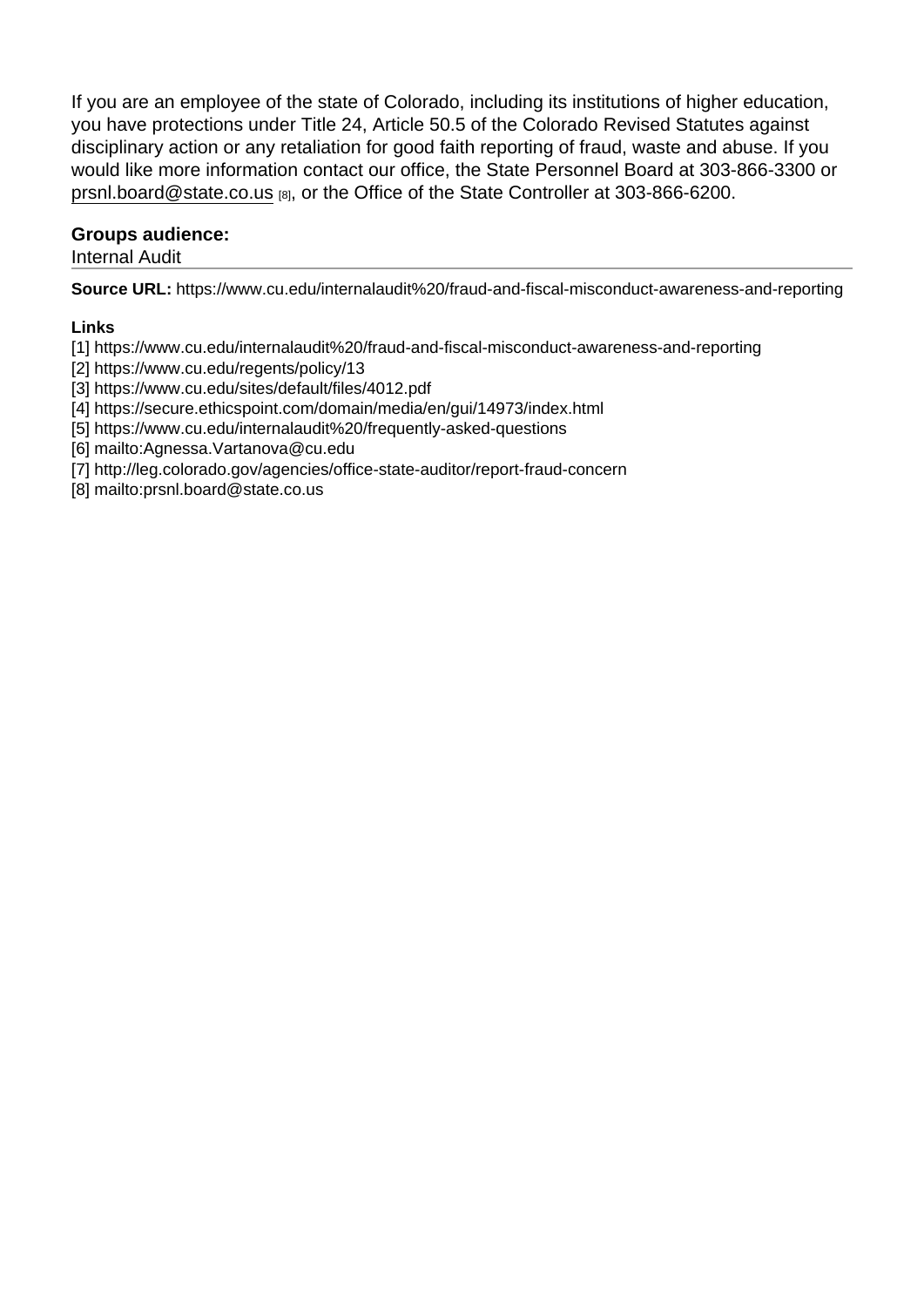If you are an employee of the state of Colorado, including its institutions of higher education, you have protections under Title 24, Article 50.5 of the Colorado Revised Statutes against disciplinary action or any retaliation for good faith reporting of fraud, waste and abuse. If you would like more information contact our office, the State Personnel Board at 303-866-3300 or prsnl.board@state.co.us [8], or the Office of the State Controller at 303-866-6200.

**Groups audience:**
Internal Audit

**Source URL:** https://www.cu.edu/internalaudit%20/fraud-and-fiscal-misconduct-awareness-and-reporting

**Links**
[1] https://www.cu.edu/internalaudit%20/fraud-and-fiscal-misconduct-awareness-and-reporting
[2] https://www.cu.edu/regents/policy/13
[3] https://www.cu.edu/sites/default/files/4012.pdf
[4] https://secure.ethicspoint.com/domain/media/en/gui/14973/index.html
[5] https://www.cu.edu/internalaudit%20/frequently-asked-questions
[6] mailto:Agnessa.Vartanova@cu.edu
[7] http://leg.colorado.gov/agencies/office-state-auditor/report-fraud-concern
[8] mailto:prsnl.board@state.co.us